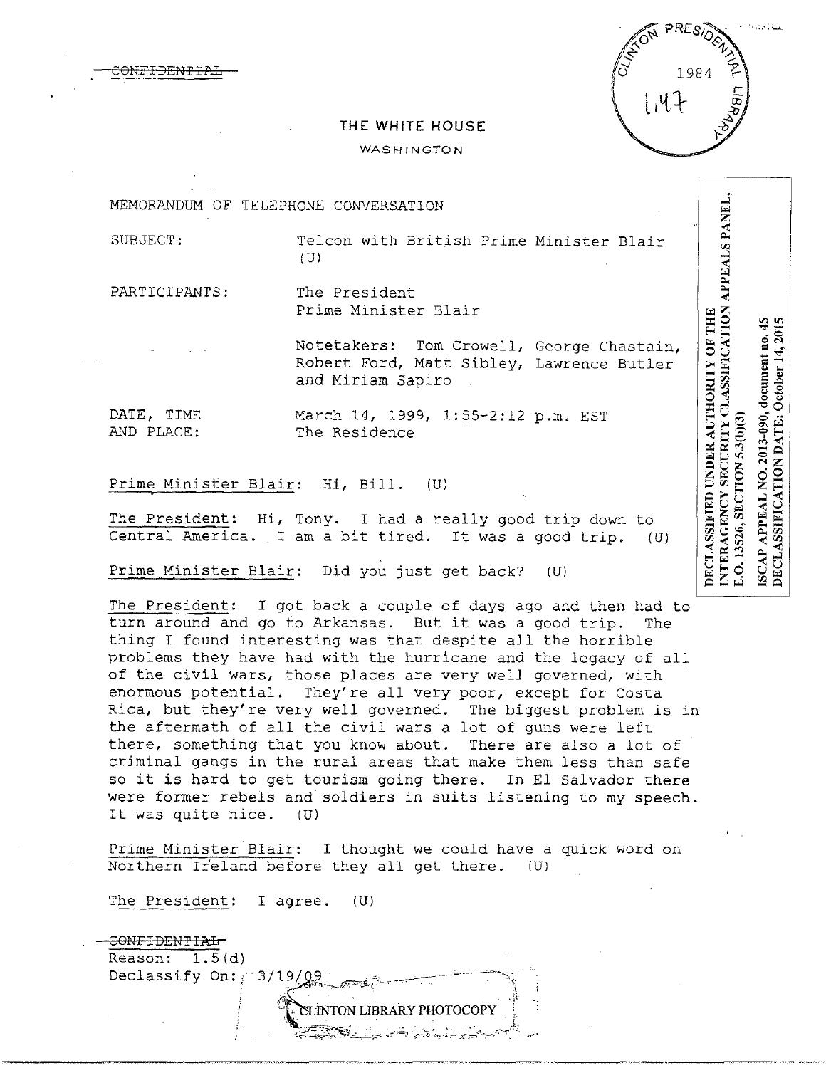~~CONFIDENTIAL~~

THE WHITE HOUSE

WASHINGTON

MEMORANDUM OF TELEPHONE CONVERSATION

SUBJECT: Telcon with British Prime Minister Blair (U)

PARTICIPANTS: The President
Prime Minister Blair

Notetakers: Tom Crowell, George Chastain, Robert Ford, Matt Sibley, Lawrence Butler and Miriam Sapiro

DATE, TIME AND PLACE: March 14, 1999, 1:55-2:12 p.m. EST
The Residence

Prime Minister Blair: Hi, Bill. (U)

The President: Hi, Tony. I had a really good trip down to Central America. I am a bit tired. It was a good trip. (U)

Prime Minister Blair: Did you just get back? (U)

The President: I got back a couple of days ago and then had to turn around and go to Arkansas. But it was a good trip. The thing I found interesting was that despite all the horrible problems they have had with the hurricane and the legacy of all of the civil wars, those places are very well governed, with enormous potential. They're all very poor, except for Costa Rica, but they're very well governed. The biggest problem is in the aftermath of all the civil wars a lot of guns were left there, something that you know about. There are also a lot of criminal gangs in the rural areas that make them less than safe so it is hard to get tourism going there. In El Salvador there were former rebels and soldiers in suits listening to my speech. It was quite nice. (U)

Prime Minister Blair: I thought we could have a quick word on Northern Ireland before they all get there. (U)

The President: I agree. (U)

~~CONFIDENTIAL~~
Reason: 1.5(d)
Declassify On: 3/19/09

DECLASSIFIED UNDER AUTHORITY OF THE INTERAGENCY SECURITY CLASSIFICATION APPEALS PANEL, E.O. 13526, SECTION 5.3(b)(3)

ISCAP APPEAL NO. 2013-090, document no. 45
DECLASSIFICATION DATE: October 14, 2015

CLINTON PRESIDENTIAL LIBRARY 1984 1.4 7

CLINTON LIBRARY PHOTOCOPY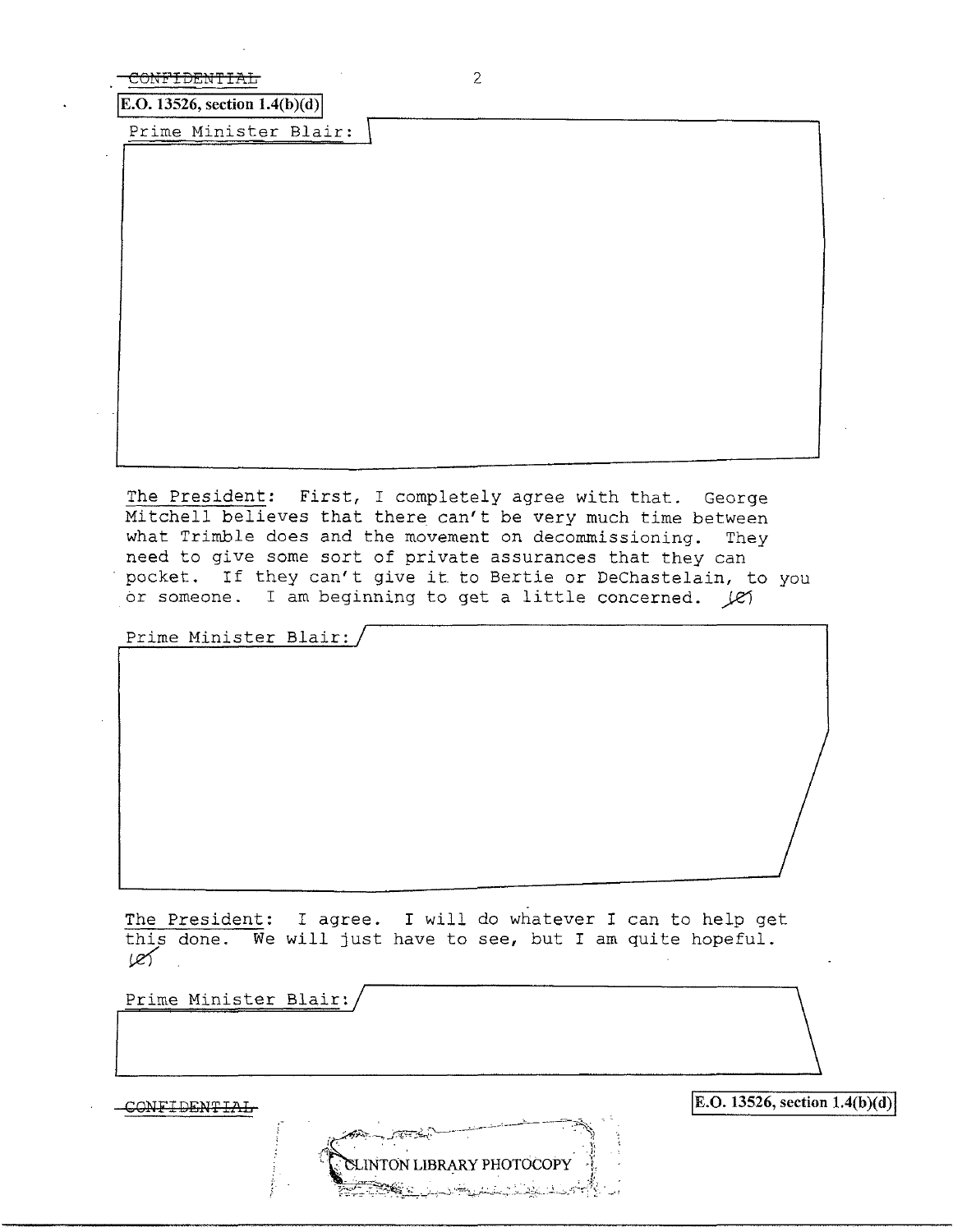~~CONFIDENTIAL~~

E.O. 13526, section 1.4(b)(d)

Prime Minister Blair:

The President: First, I completely agree with that. George Mitchell believes that there can't be very much time between what Trimble does and the movement on decommissioning. They need to give some sort of private assurances that they can pocket. If they can't give it to Bertie or DeChastelain, to you or someone. I am beginning to get a little concerned. (C)

Prime Minister Blair:

The President: I agree. I will do whatever I can to help get this done. We will just have to see, but I am quite hopeful. (C)

Prime Minister Blair:

~~CONFIDENTIAL~~

E.O. 13526, section 1.4(b)(d)

CLINTON LIBRARY PHOTOCOPY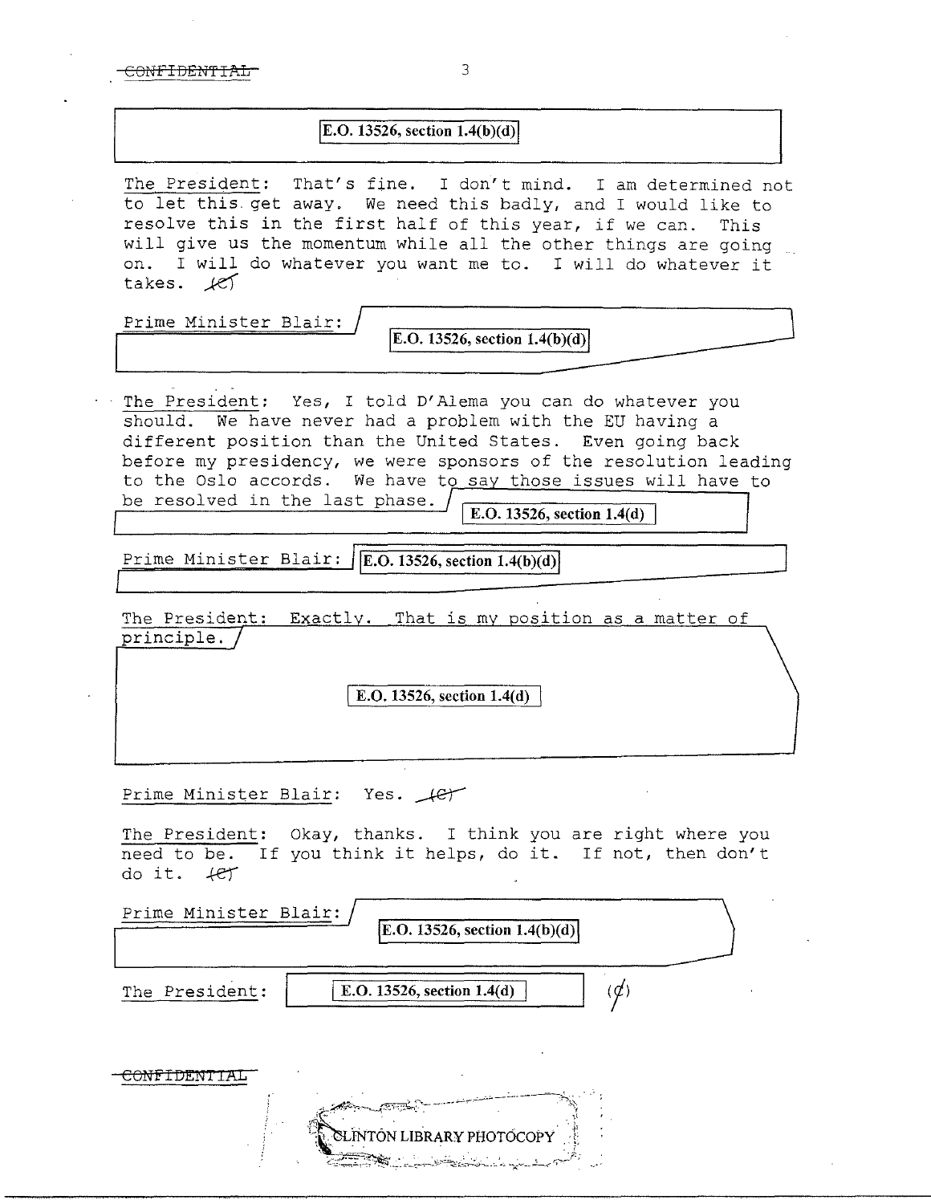~~CONFIDENTIAL~~

E.O. 13526, section 1.4(b)(d)

The President: That's fine. I don't mind. I am determined not to let this get away. We need this badly, and I would like to resolve this in the first half of this year, if we can. This will give us the momentum while all the other things are going on. I will do whatever you want me to. I will do whatever it takes. (C)

Prime Minister Blair: E.O. 13526, section 1.4(b)(d)

The President: Yes, I told D'Alema you can do whatever you should. We have never had a problem with the EU having a different position than the United States. Even going back before my presidency, we were sponsors of the resolution leading to the Oslo accords. We have to say those issues will have to be resolved in the last phase. E.O. 13526, section 1.4(d)

Prime Minister Blair: E.O. 13526, section 1.4(b)(d)

The President: Exactly. That is my position as a matter of principle. E.O. 13526, section 1.4(d)

Prime Minister Blair: Yes. (C)

The President: Okay, thanks. I think you are right where you need to be. If you think it helps, do it. If not, then don't do it. (C)

Prime Minister Blair: E.O. 13526, section 1.4(b)(d)

The President: E.O. 13526, section 1.4(d) (C)

~~CONFIDENTIAL~~

CLINTON LIBRARY PHOTOCOPY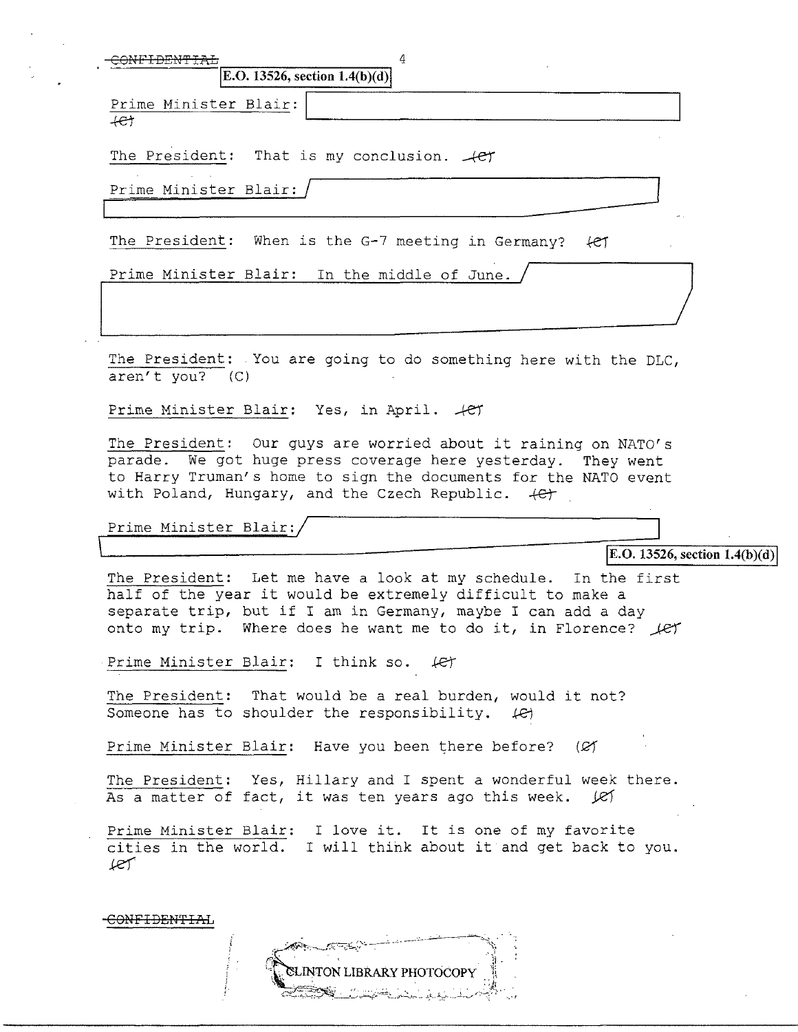~~CONFIDENTIAL~~

E.O. 13526, section 1.4(b)(d)

Prime Minister Blair: [redacted] ~~(C)~~

The President: That is my conclusion. ~~(C)~~

Prime Minister Blair: [redacted]

The President: When is the G-7 meeting in Germany? ~~(C)~~

Prime Minister Blair: In the middle of June. [redacted]

The President: You are going to do something here with the DLC, aren't you? (C)

Prime Minister Blair: Yes, in April. ~~(C)~~

The President: Our guys are worried about it raining on NATO's parade. We got huge press coverage here yesterday. They went to Harry Truman's home to sign the documents for the NATO event with Poland, Hungary, and the Czech Republic. ~~(C)~~

Prime Minister Blair: [redacted]

E.O. 13526, section 1.4(b)(d)

The President: Let me have a look at my schedule. In the first half of the year it would be extremely difficult to make a separate trip, but if I am in Germany, maybe I can add a day onto my trip. Where does he want me to do it, in Florence? ~~(C)~~

Prime Minister Blair: I think so. ~~(C)~~

The President: That would be a real burden, would it not? Someone has to shoulder the responsibility. ~~(C)~~

Prime Minister Blair: Have you been there before? ~~(C)~~

The President: Yes, Hillary and I spent a wonderful week there. As a matter of fact, it was ten years ago this week. ~~(C)~~

Prime Minister Blair: I love it. It is one of my favorite cities in the world. I will think about it and get back to you. ~~(C)~~

~~CONFIDENTIAL~~

CLINTON LIBRARY PHOTOCOPY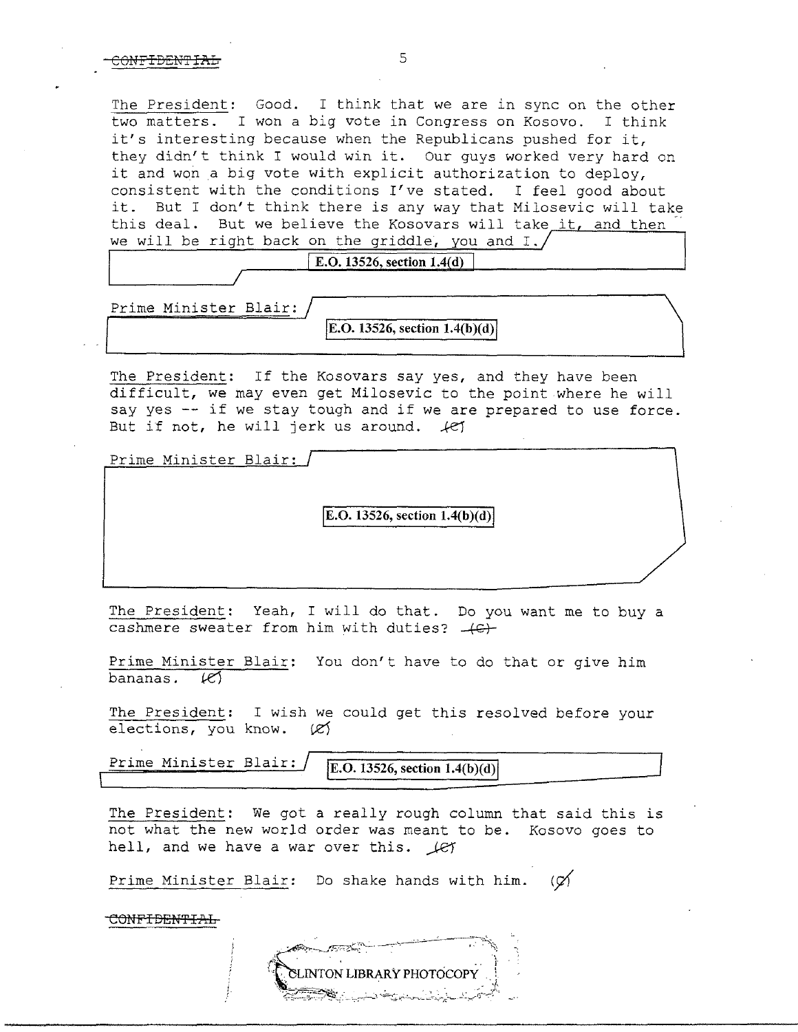The President: Good. I think that we are in sync on the other two matters. I won a big vote in Congress on Kosovo. I think it's interesting because when the Republicans pushed for it, they didn't think I would win it. Our guys worked very hard on it and won a big vote with explicit authorization to deploy, consistent with the conditions I've stated. I feel good about it. But I don't think there is any way that Milosevic will take this deal. But we believe the Kosovars will take it, and then we will be right back on the griddle, you and I.

E.O. 13526, section 1.4(d)

Prime Minister Blair:

E.O. 13526, section 1.4(b)(d)

The President: If the Kosovars say yes, and they have been difficult, we may even get Milosevic to the point where he will say yes -- if we stay tough and if we are prepared to use force. But if not, he will jerk us around. (C)

Prime Minister Blair:

E.O. 13526, section 1.4(b)(d)

The President: Yeah, I will do that. Do you want me to buy a cashmere sweater from him with duties? (C)

Prime Minister Blair: You don't have to do that or give him bananas. (C)

The President: I wish we could get this resolved before your elections, you know. (C)

Prime Minister Blair:

E.O. 13526, section 1.4(b)(d)

The President: We got a really rough column that said this is not what the new world order was meant to be. Kosovo goes to hell, and we have a war over this. (C)

Prime Minister Blair: Do shake hands with him. (C)

~~CONFIDENTIAL~~

CLINTON LIBRARY PHOTOCOPY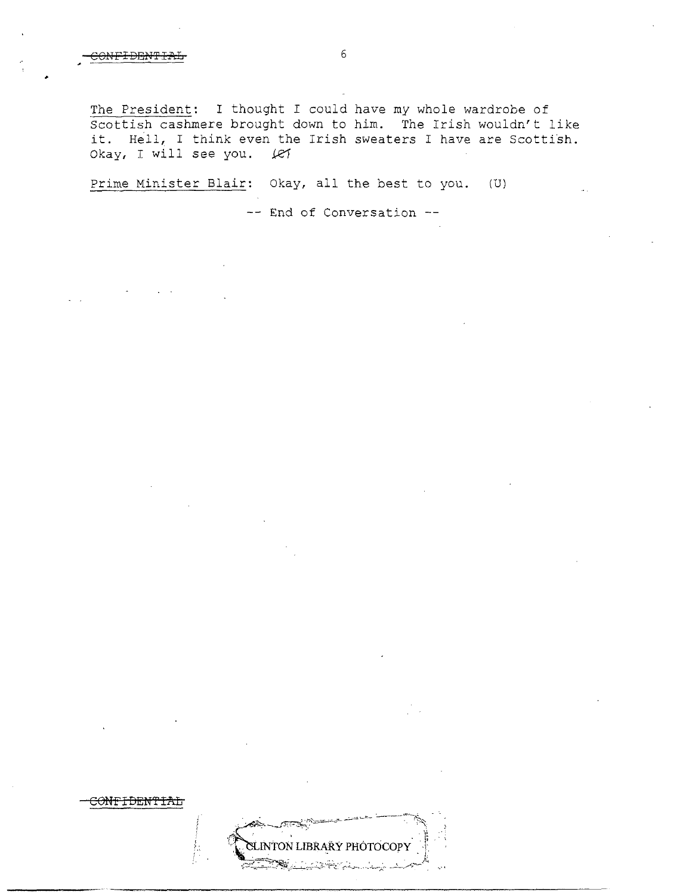The President: I thought I could have my whole wardrobe of Scottish cashmere brought down to him. The Irish wouldn't like it. Hell, I think even the Irish sweaters I have are Scottish. Okay, I will see you. (C)

Prime Minister Blair: Okay, all the best to you. (U)

-- End of Conversation --